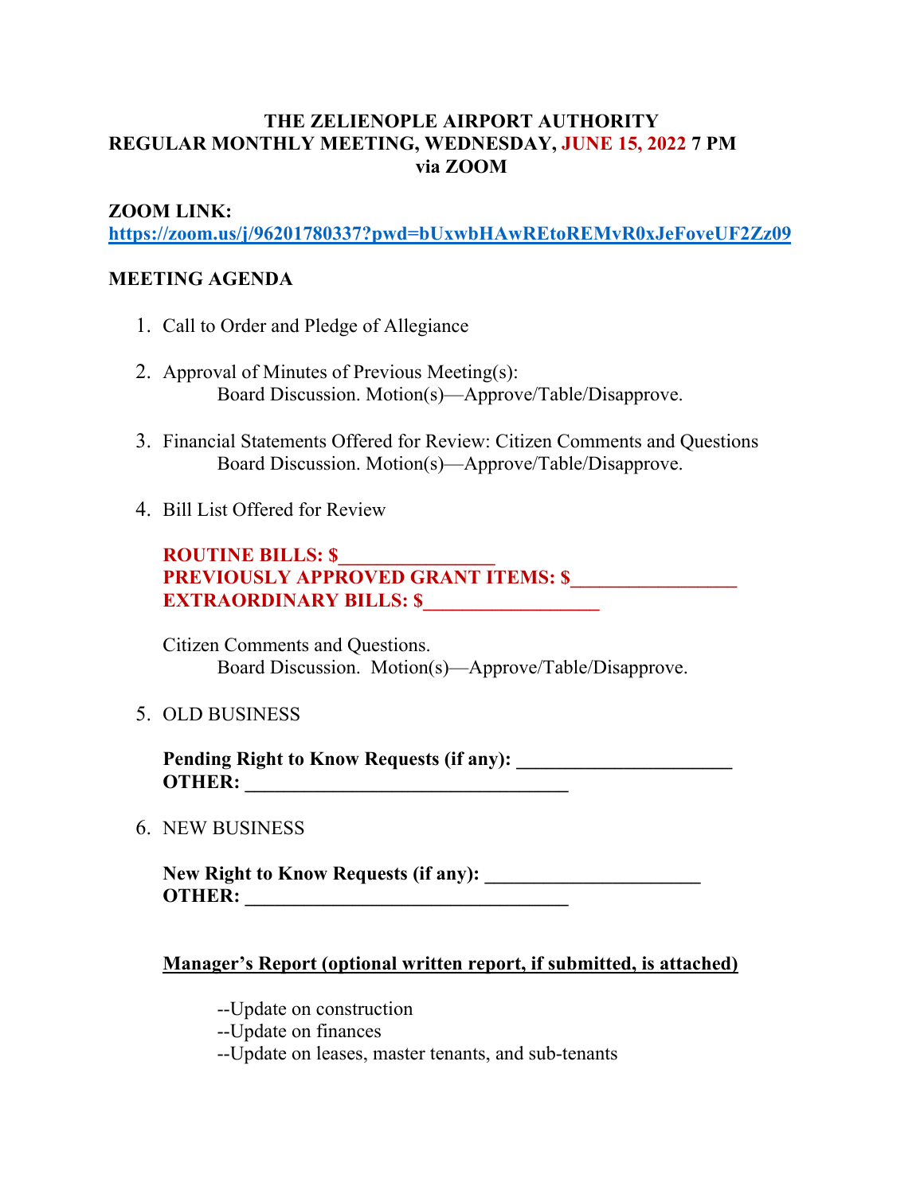# THE ZELIENOPLE AIRPORT AUTHORITY
## REGULAR MONTHLY MEETING, WEDNESDAY, JUNE 15, 2022 7 PM
## via ZOOM

**ZOOM LINK:**
https://zoom.us/j/96201780337?pwd=bUxwbHAwREtoREMvR0xJeFoveUF2Zz09

**MEETING AGENDA**

1. Call to Order and Pledge of Allegiance

2. Approval of Minutes of Previous Meeting(s):
   Board Discussion. Motion(s)—Approve/Table/Disapprove.

3. Financial Statements Offered for Review: Citizen Comments and Questions
   Board Discussion. Motion(s)—Approve/Table/Disapprove.

4. Bill List Offered for Review

   **ROUTINE BILLS: $_______________**
   **PREVIOUSLY APPROVED GRANT ITEMS: $________________**
   **EXTRAORDINARY BILLS: $_________________**

   Citizen Comments and Questions.
   Board Discussion. Motion(s)—Approve/Table/Disapprove.

5. OLD BUSINESS

   **Pending Right to Know Requests (if any): _____________________**
   **OTHER: ________________________________**

6. NEW BUSINESS

   **New Right to Know Requests (if any): _____________________**
   **OTHER: ________________________________**

**Manager's Report (optional written report, if submitted, is attached)**

--Update on construction
--Update on finances
--Update on leases, master tenants, and sub-tenants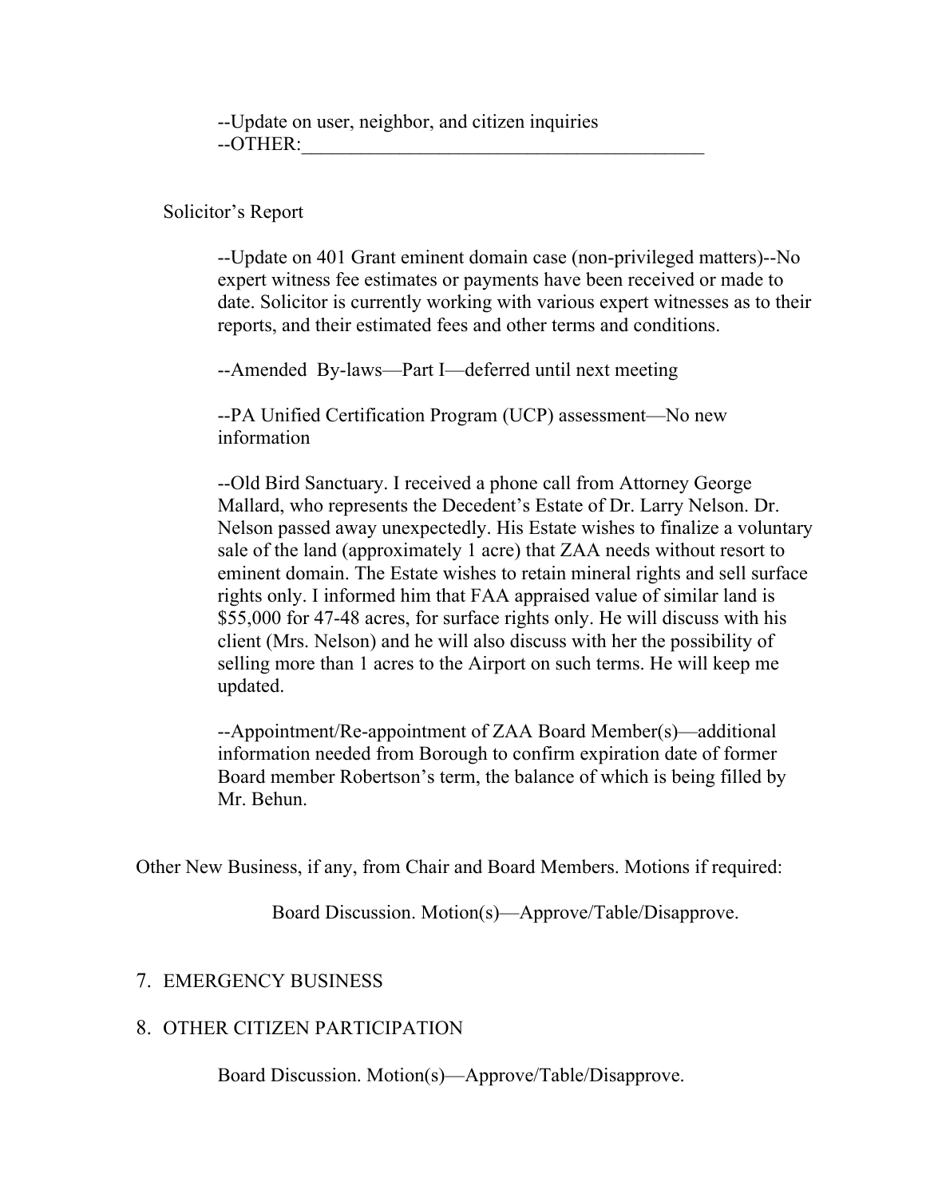--Update on user, neighbor, and citizen inquiries
--OTHER:___________________________________________

Solicitor's Report

--Update on 401 Grant eminent domain case (non-privileged matters)--No expert witness fee estimates or payments have been received or made to date. Solicitor is currently working with various expert witnesses as to their reports, and their estimated fees and other terms and conditions.

--Amended By-laws—Part I—deferred until next meeting

--PA Unified Certification Program (UCP) assessment—No new information

--Old Bird Sanctuary. I received a phone call from Attorney George Mallard, who represents the Decedent's Estate of Dr. Larry Nelson. Dr. Nelson passed away unexpectedly. His Estate wishes to finalize a voluntary sale of the land (approximately 1 acre) that ZAA needs without resort to eminent domain. The Estate wishes to retain mineral rights and sell surface rights only. I informed him that FAA appraised value of similar land is $55,000 for 47-48 acres, for surface rights only. He will discuss with his client (Mrs. Nelson) and he will also discuss with her the possibility of selling more than 1 acres to the Airport on such terms. He will keep me updated.

--Appointment/Re-appointment of ZAA Board Member(s)—additional information needed from Borough to confirm expiration date of former Board member Robertson's term, the balance of which is being filled by Mr. Behun.

Other New Business, if any, from Chair and Board Members. Motions if required:

Board Discussion. Motion(s)—Approve/Table/Disapprove.

7. EMERGENCY BUSINESS

8. OTHER CITIZEN PARTICIPATION

Board Discussion. Motion(s)—Approve/Table/Disapprove.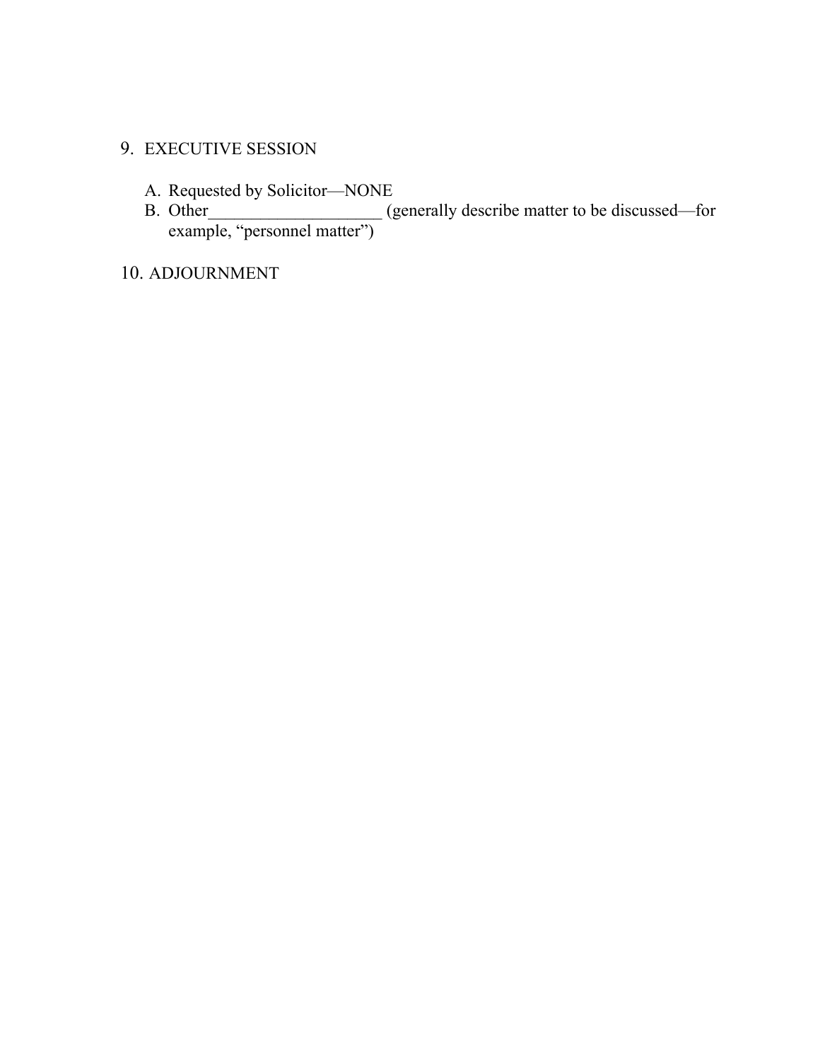9. EXECUTIVE SESSION

   A. Requested by Solicitor—NONE
   B. Other____________________ (generally describe matter to be discussed—for example, "personnel matter")

10. ADJOURNMENT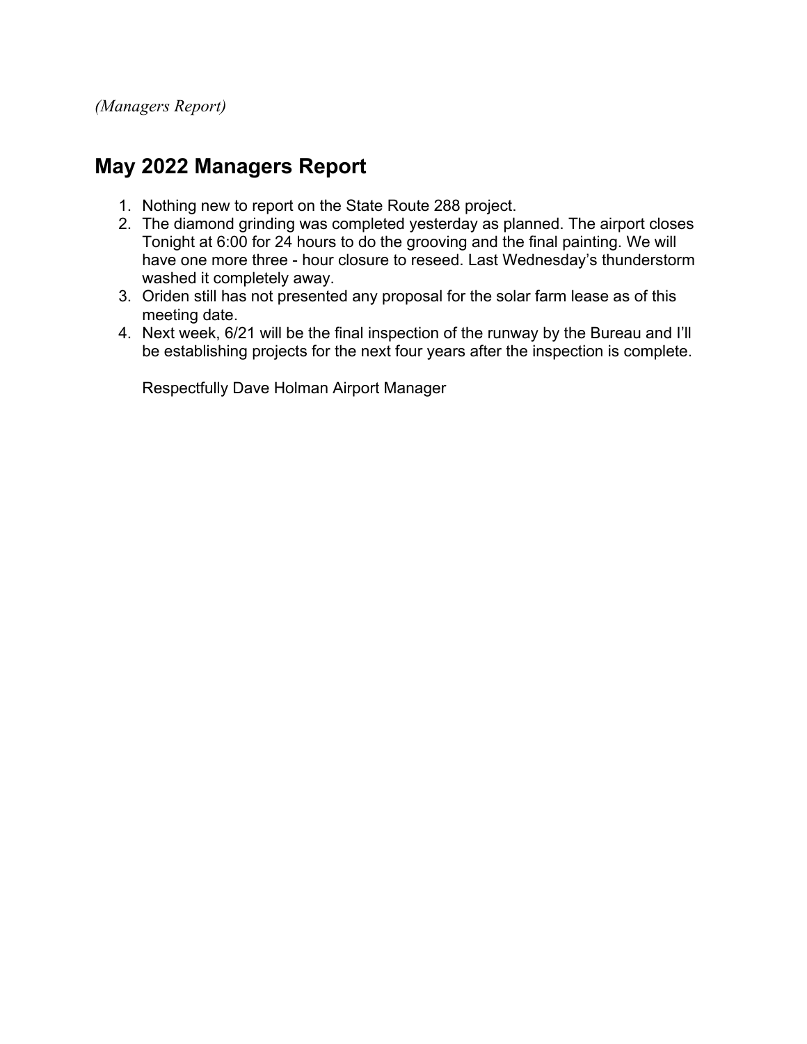*(Managers Report)*

## May 2022 Managers Report

1. Nothing new to report on the State Route 288 project.
2. The diamond grinding was completed yesterday as planned. The airport closes Tonight at 6:00 for 24 hours to do the grooving and the final painting. We will have one more three - hour closure to reseed. Last Wednesday's thunderstorm washed it completely away.
3. Oriden still has not presented any proposal for the solar farm lease as of this meeting date.
4. Next week, 6/21 will be the final inspection of the runway by the Bureau and I'll be establishing projects for the next four years after the inspection is complete.

   Respectfully Dave Holman Airport Manager